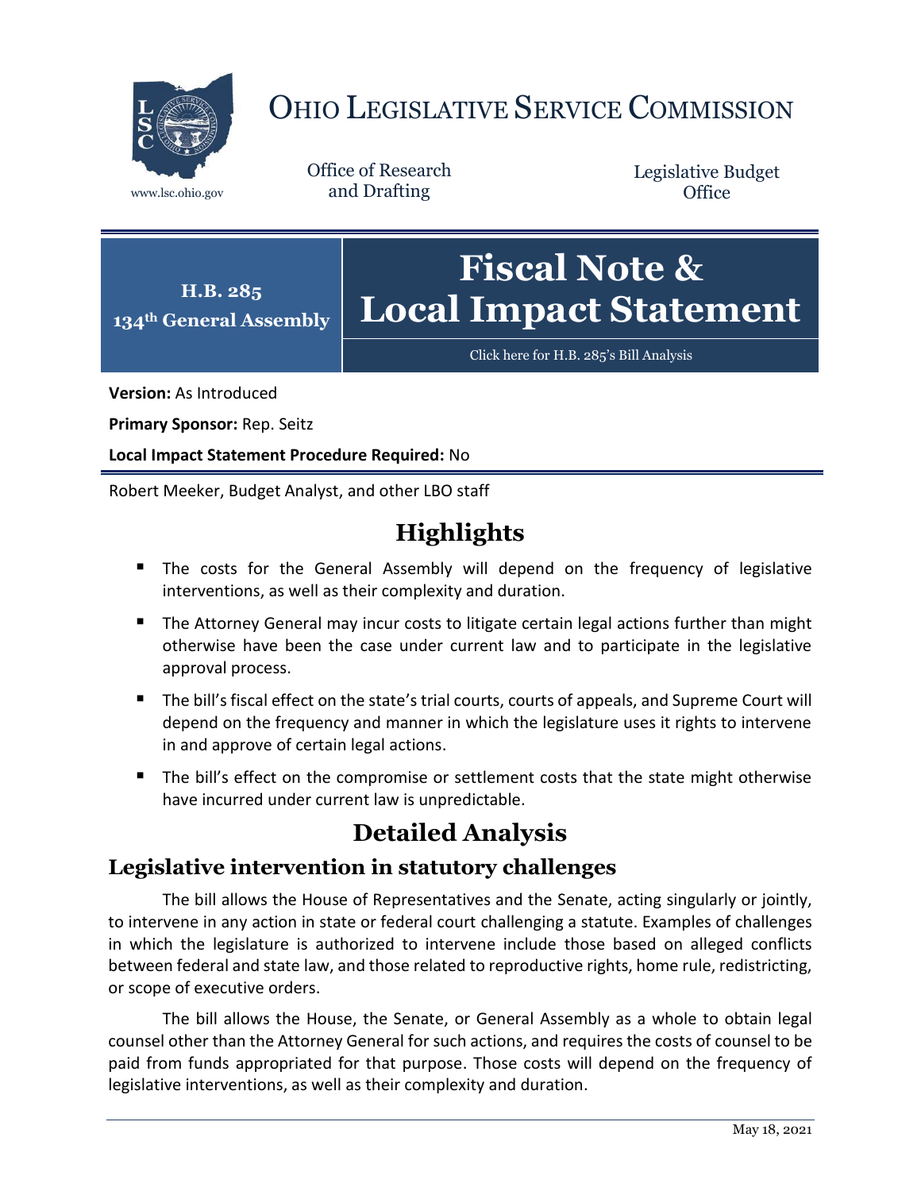# OHIO LEGISLATIVE SERVICE COMMISSION

www.lsc.ohio.gov

Office of Research and Drafting

Legislative Budget Office

**H.B. 285**
**134th General Assembly**

# Fiscal Note & Local Impact Statement

Click here for H.B. 285's Bill Analysis

**Version:** As Introduced

**Primary Sponsor:** Rep. Seitz

**Local Impact Statement Procedure Required:** No

Robert Meeker, Budget Analyst, and other LBO staff

## Highlights

- The costs for the General Assembly will depend on the frequency of legislative interventions, as well as their complexity and duration.
- The Attorney General may incur costs to litigate certain legal actions further than might otherwise have been the case under current law and to participate in the legislative approval process.
- The bill's fiscal effect on the state's trial courts, courts of appeals, and Supreme Court will depend on the frequency and manner in which the legislature uses it rights to intervene in and approve of certain legal actions.
- The bill's effect on the compromise or settlement costs that the state might otherwise have incurred under current law is unpredictable.

## Detailed Analysis

### Legislative intervention in statutory challenges

The bill allows the House of Representatives and the Senate, acting singularly or jointly, to intervene in any action in state or federal court challenging a statute. Examples of challenges in which the legislature is authorized to intervene include those based on alleged conflicts between federal and state law, and those related to reproductive rights, home rule, redistricting, or scope of executive orders.

The bill allows the House, the Senate, or General Assembly as a whole to obtain legal counsel other than the Attorney General for such actions, and requires the costs of counsel to be paid from funds appropriated for that purpose. Those costs will depend on the frequency of legislative interventions, as well as their complexity and duration.

May 18, 2021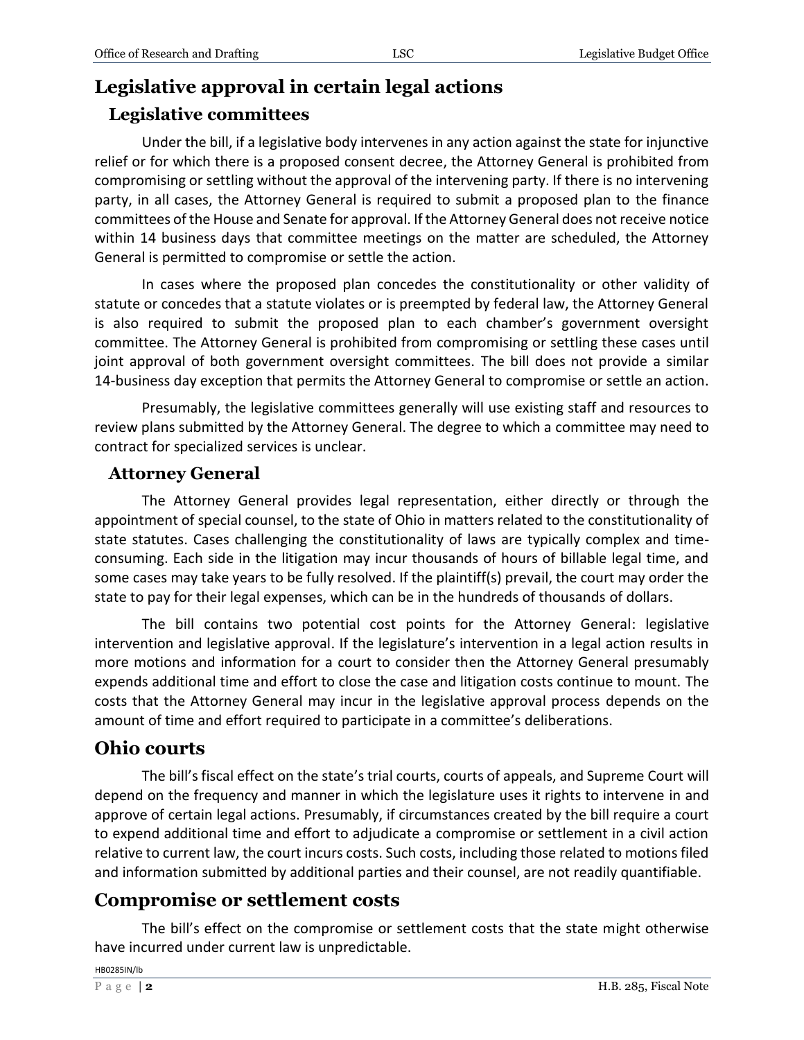## Legislative approval in certain legal actions

### Legislative committees

Under the bill, if a legislative body intervenes in any action against the state for injunctive relief or for which there is a proposed consent decree, the Attorney General is prohibited from compromising or settling without the approval of the intervening party. If there is no intervening party, in all cases, the Attorney General is required to submit a proposed plan to the finance committees of the House and Senate for approval. If the Attorney General does not receive notice within 14 business days that committee meetings on the matter are scheduled, the Attorney General is permitted to compromise or settle the action.

In cases where the proposed plan concedes the constitutionality or other validity of statute or concedes that a statute violates or is preempted by federal law, the Attorney General is also required to submit the proposed plan to each chamber's government oversight committee. The Attorney General is prohibited from compromising or settling these cases until joint approval of both government oversight committees. The bill does not provide a similar 14-business day exception that permits the Attorney General to compromise or settle an action.

Presumably, the legislative committees generally will use existing staff and resources to review plans submitted by the Attorney General. The degree to which a committee may need to contract for specialized services is unclear.

### Attorney General

The Attorney General provides legal representation, either directly or through the appointment of special counsel, to the state of Ohio in matters related to the constitutionality of state statutes. Cases challenging the constitutionality of laws are typically complex and time-consuming. Each side in the litigation may incur thousands of hours of billable legal time, and some cases may take years to be fully resolved. If the plaintiff(s) prevail, the court may order the state to pay for their legal expenses, which can be in the hundreds of thousands of dollars.

The bill contains two potential cost points for the Attorney General: legislative intervention and legislative approval. If the legislature's intervention in a legal action results in more motions and information for a court to consider then the Attorney General presumably expends additional time and effort to close the case and litigation costs continue to mount. The costs that the Attorney General may incur in the legislative approval process depends on the amount of time and effort required to participate in a committee's deliberations.

## Ohio courts

The bill's fiscal effect on the state's trial courts, courts of appeals, and Supreme Court will depend on the frequency and manner in which the legislature uses it rights to intervene in and approve of certain legal actions. Presumably, if circumstances created by the bill require a court to expend additional time and effort to adjudicate a compromise or settlement in a civil action relative to current law, the court incurs costs. Such costs, including those related to motions filed and information submitted by additional parties and their counsel, are not readily quantifiable.

## Compromise or settlement costs

The bill's effect on the compromise or settlement costs that the state might otherwise have incurred under current law is unpredictable.

HB0285IN/lb